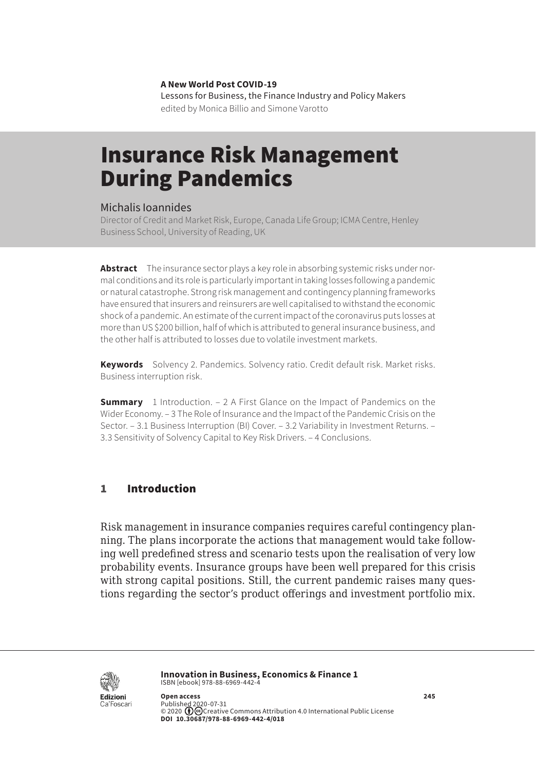**A New World Post COVID-19**
Lessons for Business, the Finance Industry and Policy Makers
edited by Monica Billio and Simone Varotto

# Insurance Risk Management During Pandemics

Michalis Ioannides
Director of Credit and Market Risk, Europe, Canada Life Group; ICMA Centre, Henley Business School, University of Reading, UK

**Abstract** The insurance sector plays a key role in absorbing systemic risks under normal conditions and its role is particularly important in taking losses following a pandemic or natural catastrophe. Strong risk management and contingency planning frameworks have ensured that insurers and reinsurers are well capitalised to withstand the economic shock of a pandemic. An estimate of the current impact of the coronavirus puts losses at more than US $200 billion, half of which is attributed to general insurance business, and the other half is attributed to losses due to volatile investment markets.

**Keywords** Solvency 2. Pandemics. Solvency ratio. Credit default risk. Market risks. Business interruption risk.

**Summary** 1 Introduction. – 2 A First Glance on the Impact of Pandemics on the Wider Economy. – 3 The Role of Insurance and the Impact of the Pandemic Crisis on the Sector. – 3.1 Business Interruption (BI) Cover. – 3.2 Variability in Investment Returns. – 3.3 Sensitivity of Solvency Capital to Key Risk Drivers. – 4 Conclusions.

## 1 Introduction

Risk management in insurance companies requires careful contingency planning. The plans incorporate the actions that management would take following well predefined stress and scenario tests upon the realisation of very low probability events. Insurance groups have been well prepared for this crisis with strong capital positions. Still, the current pandemic raises many questions regarding the sector's product offerings and investment portfolio mix.

**Innovation in Business, Economics & Finance 1**
ISBN [ebook] 978-88-6969-442-4

**Open access**
Published 2020-07-31
© 2020 Creative Commons Attribution 4.0 International Public License
**DOI 10.30687/978-88-6969-442-4/018**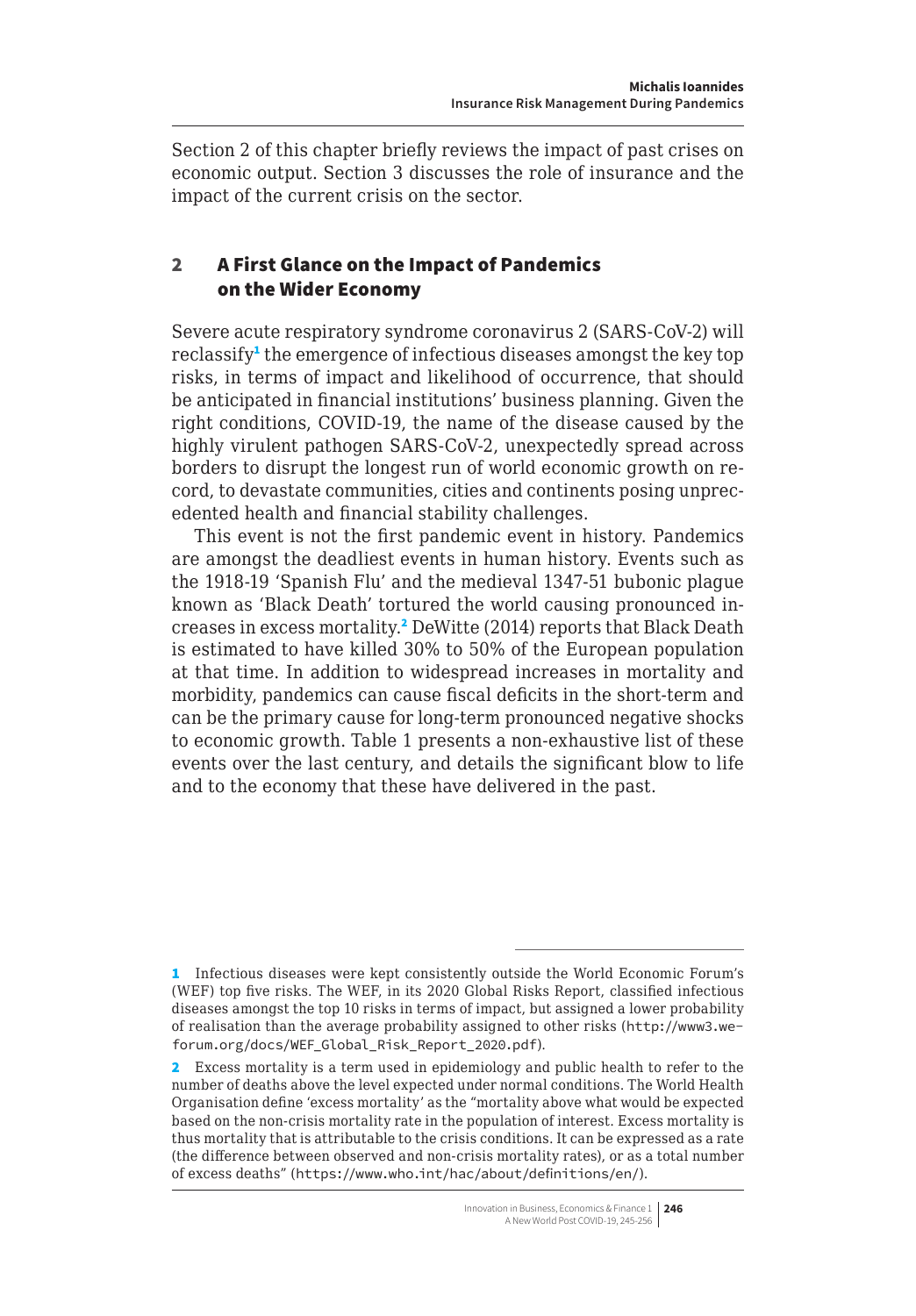Section 2 of this chapter briefly reviews the impact of past crises on economic output. Section 3 discusses the role of insurance and the impact of the current crisis on the sector.

## 2 A First Glance on the Impact of Pandemics on the Wider Economy

Severe acute respiratory syndrome coronavirus 2 (SARS-CoV-2) will reclassify[1] the emergence of infectious diseases amongst the key top risks, in terms of impact and likelihood of occurrence, that should be anticipated in financial institutions' business planning. Given the right conditions, COVID-19, the name of the disease caused by the highly virulent pathogen SARS-CoV-2, unexpectedly spread across borders to disrupt the longest run of world economic growth on record, to devastate communities, cities and continents posing unprecedented health and financial stability challenges.

This event is not the first pandemic event in history. Pandemics are amongst the deadliest events in human history. Events such as the 1918-19 'Spanish Flu' and the medieval 1347-51 bubonic plague known as 'Black Death' tortured the world causing pronounced increases in excess mortality.[2] DeWitte (2014) reports that Black Death is estimated to have killed 30% to 50% of the European population at that time. In addition to widespread increases in mortality and morbidity, pandemics can cause fiscal deficits in the short-term and can be the primary cause for long-term pronounced negative shocks to economic growth. Table 1 presents a non-exhaustive list of these events over the last century, and details the significant blow to life and to the economy that these have delivered in the past.

---

[1] Infectious diseases were kept consistently outside the World Economic Forum's (WEF) top five risks. The WEF, in its 2020 Global Risks Report, classified infectious diseases amongst the top 10 risks in terms of impact, but assigned a lower probability of realisation than the average probability assigned to other risks (http://www3.weforum.org/docs/WEF_Global_Risk_Report_2020.pdf).

[2] Excess mortality is a term used in epidemiology and public health to refer to the number of deaths above the level expected under normal conditions. The World Health Organisation define 'excess mortality' as the "mortality above what would be expected based on the non-crisis mortality rate in the population of interest. Excess mortality is thus mortality that is attributable to the crisis conditions. It can be expressed as a rate (the difference between observed and non-crisis mortality rates), or as a total number of excess deaths" (https://www.who.int/hac/about/definitions/en/).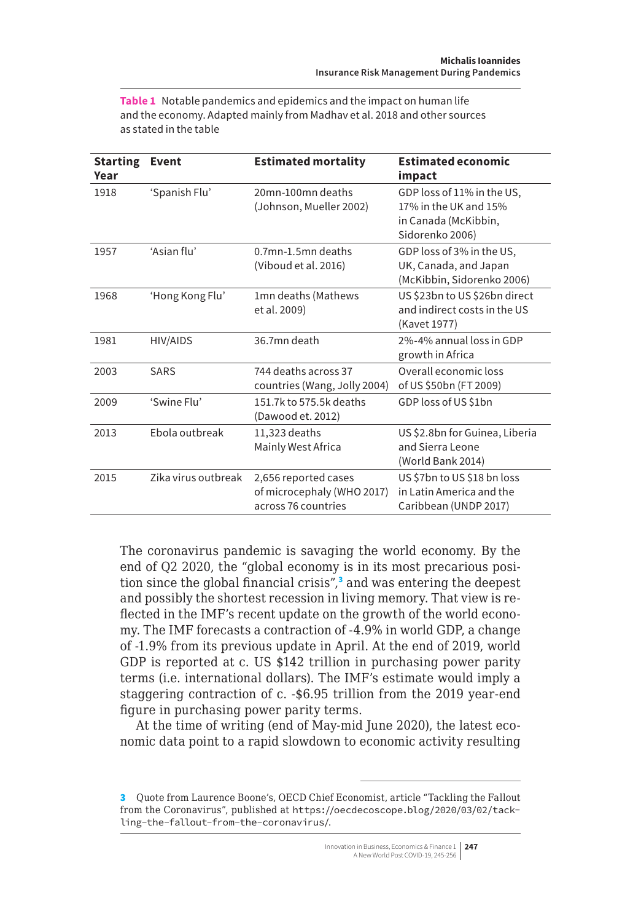**Table 1** Notable pandemics and epidemics and the impact on human life and the economy. Adapted mainly from Madhav et al. 2018 and other sources as stated in the table

| Starting Year | Event | Estimated mortality | Estimated economic impact |
|---|---|---|---|
| 1918 | 'Spanish Flu' | 20mn-100mn deaths (Johnson, Mueller 2002) | GDP loss of 11% in the US, 17% in the UK and 15% in Canada (McKibbin, Sidorenko 2006) |
| 1957 | 'Asian flu' | 0.7mn-1.5mn deaths (Viboud et al. 2016) | GDP loss of 3% in the US, UK, Canada, and Japan (McKibbin, Sidorenko 2006) |
| 1968 | 'Hong Kong Flu' | 1mn deaths (Mathews et al. 2009) | US $23bn to US $26bn direct and indirect costs in the US (Kavet 1977) |
| 1981 | HIV/AIDS | 36.7mn death | 2%-4% annual loss in GDP growth in Africa |
| 2003 | SARS | 744 deaths across 37 countries (Wang, Jolly 2004) | Overall economic loss of US $50bn (FT 2009) |
| 2009 | 'Swine Flu' | 151.7k to 575.5k deaths (Dawood et. 2012) | GDP loss of US $1bn |
| 2013 | Ebola outbreak | 11,323 deaths Mainly West Africa | US $2.8bn for Guinea, Liberia and Sierra Leone (World Bank 2014) |
| 2015 | Zika virus outbreak | 2,656 reported cases of microcephaly (WHO 2017) across 76 countries | US $7bn to US $18 bn loss in Latin America and the Caribbean (UNDP 2017) |

The coronavirus pandemic is savaging the world economy. By the end of Q2 2020, the "global economy is in its most precarious position since the global financial crisis",[3] and was entering the deepest and possibly the shortest recession in living memory. That view is reflected in the IMF's recent update on the growth of the world economy. The IMF forecasts a contraction of -4.9% in world GDP, a change of -1.9% from its previous update in April. At the end of 2019, world GDP is reported at c. US $142 trillion in purchasing power parity terms (i.e. international dollars). The IMF's estimate would imply a staggering contraction of c. -$6.95 trillion from the 2019 year-end figure in purchasing power parity terms.

At the time of writing (end of May-mid June 2020), the latest economic data point to a rapid slowdown to economic activity resulting

---

[3] Quote from Laurence Boone's, OECD Chief Economist, article "Tackling the Fallout from the Coronavirus", published at https://oecdecoscope.blog/2020/03/02/tackling-the-fallout-from-the-coronavirus/.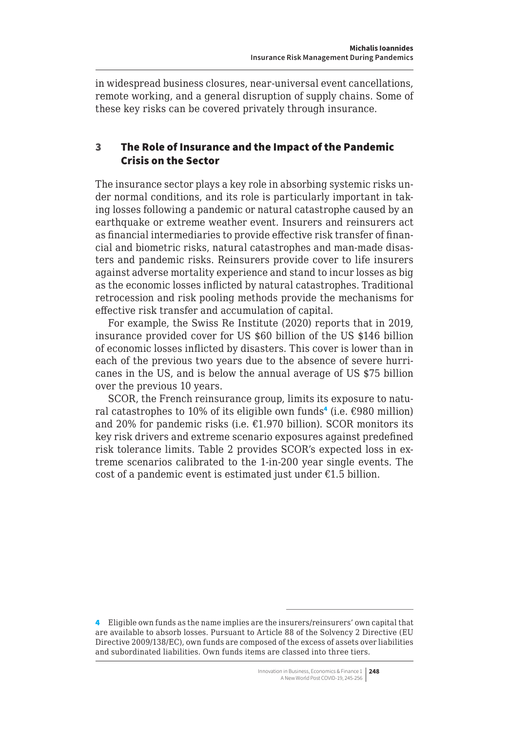in widespread business closures, near-universal event cancellations, remote working, and a general disruption of supply chains. Some of these key risks can be covered privately through insurance.

## 3 The Role of Insurance and the Impact of the Pandemic Crisis on the Sector

The insurance sector plays a key role in absorbing systemic risks under normal conditions, and its role is particularly important in taking losses following a pandemic or natural catastrophe caused by an earthquake or extreme weather event. Insurers and reinsurers act as financial intermediaries to provide effective risk transfer of financial and biometric risks, natural catastrophes and man-made disasters and pandemic risks. Reinsurers provide cover to life insurers against adverse mortality experience and stand to incur losses as big as the economic losses inflicted by natural catastrophes. Traditional retrocession and risk pooling methods provide the mechanisms for effective risk transfer and accumulation of capital.

For example, the Swiss Re Institute (2020) reports that in 2019, insurance provided cover for US \$60 billion of the US \$146 billion of economic losses inflicted by disasters. This cover is lower than in each of the previous two years due to the absence of severe hurricanes in the US, and is below the annual average of US \$75 billion over the previous 10 years.

SCOR, the French reinsurance group, limits its exposure to natural catastrophes to 10% of its eligible own funds[4] (i.e. €980 million) and 20% for pandemic risks (i.e. €1.970 billion). SCOR monitors its key risk drivers and extreme scenario exposures against predefined risk tolerance limits. Table 2 provides SCOR's expected loss in extreme scenarios calibrated to the 1-in-200 year single events. The cost of a pandemic event is estimated just under €1.5 billion.

---

[4] Eligible own funds as the name implies are the insurers/reinsurers' own capital that are available to absorb losses. Pursuant to Article 88 of the Solvency 2 Directive (EU Directive 2009/138/EC), own funds are composed of the excess of assets over liabilities and subordinated liabilities. Own funds items are classed into three tiers.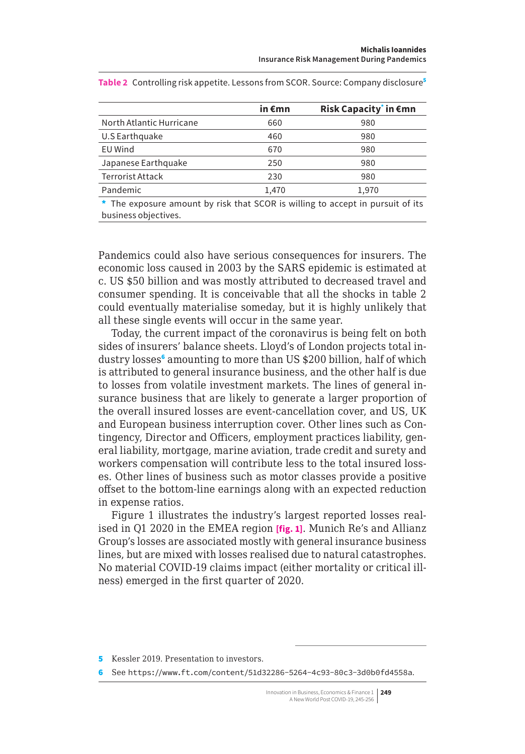**Table 2** Controlling risk appetite. Lessons from SCOR. Source: Company disclosure[5]

| | in €mn | Risk Capacity* in €mn |
|---|---|---|
| North Atlantic Hurricane | 660 | 980 |
| U.S Earthquake | 460 | 980 |
| EU Wind | 670 | 980 |
| Japanese Earthquake | 250 | 980 |
| Terrorist Attack | 230 | 980 |
| Pandemic | 1,470 | 1,970 |

\* The exposure amount by risk that SCOR is willing to accept in pursuit of its business objectives.

Pandemics could also have serious consequences for insurers. The economic loss caused in 2003 by the SARS epidemic is estimated at c. US $50 billion and was mostly attributed to decreased travel and consumer spending. It is conceivable that all the shocks in table 2 could eventually materialise someday, but it is highly unlikely that all these single events will occur in the same year.

Today, the current impact of the coronavirus is being felt on both sides of insurers' balance sheets. Lloyd's of London projects total industry losses[6] amounting to more than US $200 billion, half of which is attributed to general insurance business, and the other half is due to losses from volatile investment markets. The lines of general insurance business that are likely to generate a larger proportion of the overall insured losses are event-cancellation cover, and US, UK and European business interruption cover. Other lines such as Contingency, Director and Officers, employment practices liability, general liability, mortgage, marine aviation, trade credit and surety and workers compensation will contribute less to the total insured losses. Other lines of business such as motor classes provide a positive offset to the bottom-line earnings along with an expected reduction in expense ratios.

Figure 1 illustrates the industry's largest reported losses realised in Q1 2020 in the EMEA region **[fig. 1]**. Munich Re's and Allianz Group's losses are associated mostly with general insurance business lines, but are mixed with losses realised due to natural catastrophes. No material COVID-19 claims impact (either mortality or critical illness) emerged in the first quarter of 2020.

5 Kessler 2019. Presentation to investors.

6 See https://www.ft.com/content/51d32286-5264-4c93-80c3-3d0b0fd4558a.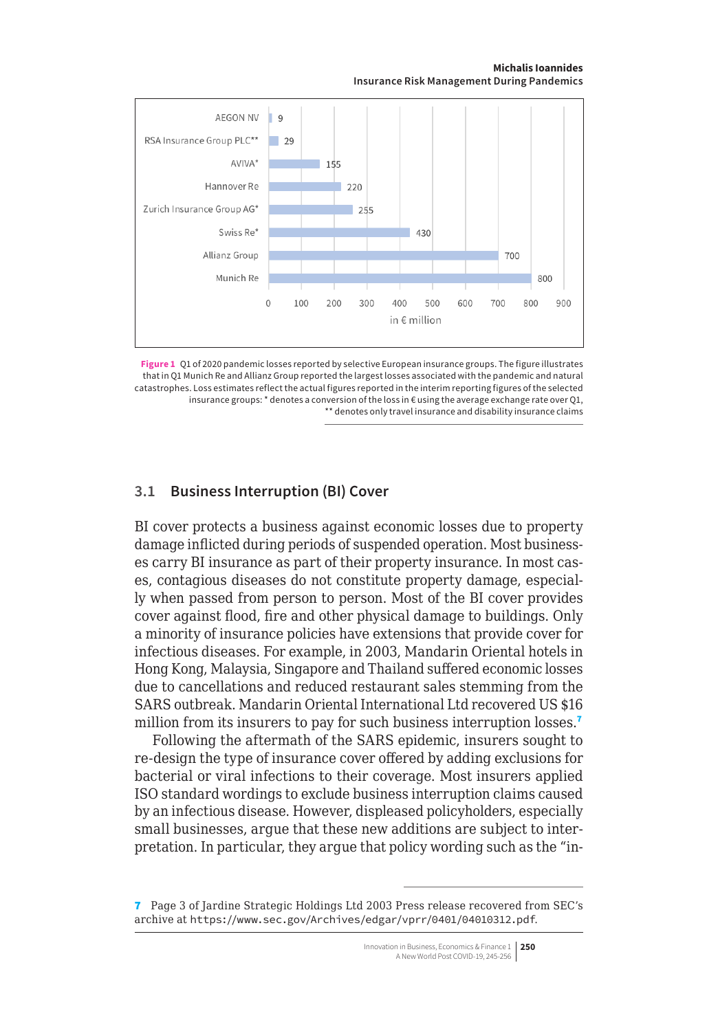| | in € million |
|---|---|
| AEGON NV | 9 |
| RSA Insurance Group PLC** | 29 |
| AVIVA* | 155 |
| Hannover Re | 220 |
| Zurich Insurance Group AG* | 255 |
| Swiss Re* | 430 |
| Allianz Group | 700 |
| Munich Re | 800 |

**Figure 1** Q1 of 2020 pandemic losses reported by selective European insurance groups. The figure illustrates that in Q1 Munich Re and Allianz Group reported the largest losses associated with the pandemic and natural catastrophes. Loss estimates reflect the actual figures reported in the interim reporting figures of the selected insurance groups: * denotes a conversion of the loss in € using the average exchange rate over Q1, ** denotes only travel insurance and disability insurance claims

## 3.1 Business Interruption (BI) Cover

BI cover protects a business against economic losses due to property damage inflicted during periods of suspended operation. Most businesses carry BI insurance as part of their property insurance. In most cases, contagious diseases do not constitute property damage, especially when passed from person to person. Most of the BI cover provides cover against flood, fire and other physical damage to buildings. Only a minority of insurance policies have extensions that provide cover for infectious diseases. For example, in 2003, Mandarin Oriental hotels in Hong Kong, Malaysia, Singapore and Thailand suffered economic losses due to cancellations and reduced restaurant sales stemming from the SARS outbreak. Mandarin Oriental International Ltd recovered US $16 million from its insurers to pay for such business interruption losses.[7]

Following the aftermath of the SARS epidemic, insurers sought to re-design the type of insurance cover offered by adding exclusions for bacterial or viral infections to their coverage. Most insurers applied ISO standard wordings to exclude business interruption claims caused by an infectious disease. However, displeased policyholders, especially small businesses, argue that these new additions are subject to interpretation. In particular, they argue that policy wording such as the "in-

---

[7] Page 3 of Jardine Strategic Holdings Ltd 2003 Press release recovered from SEC's archive at https://www.sec.gov/Archives/edgar/vprr/0401/04010312.pdf.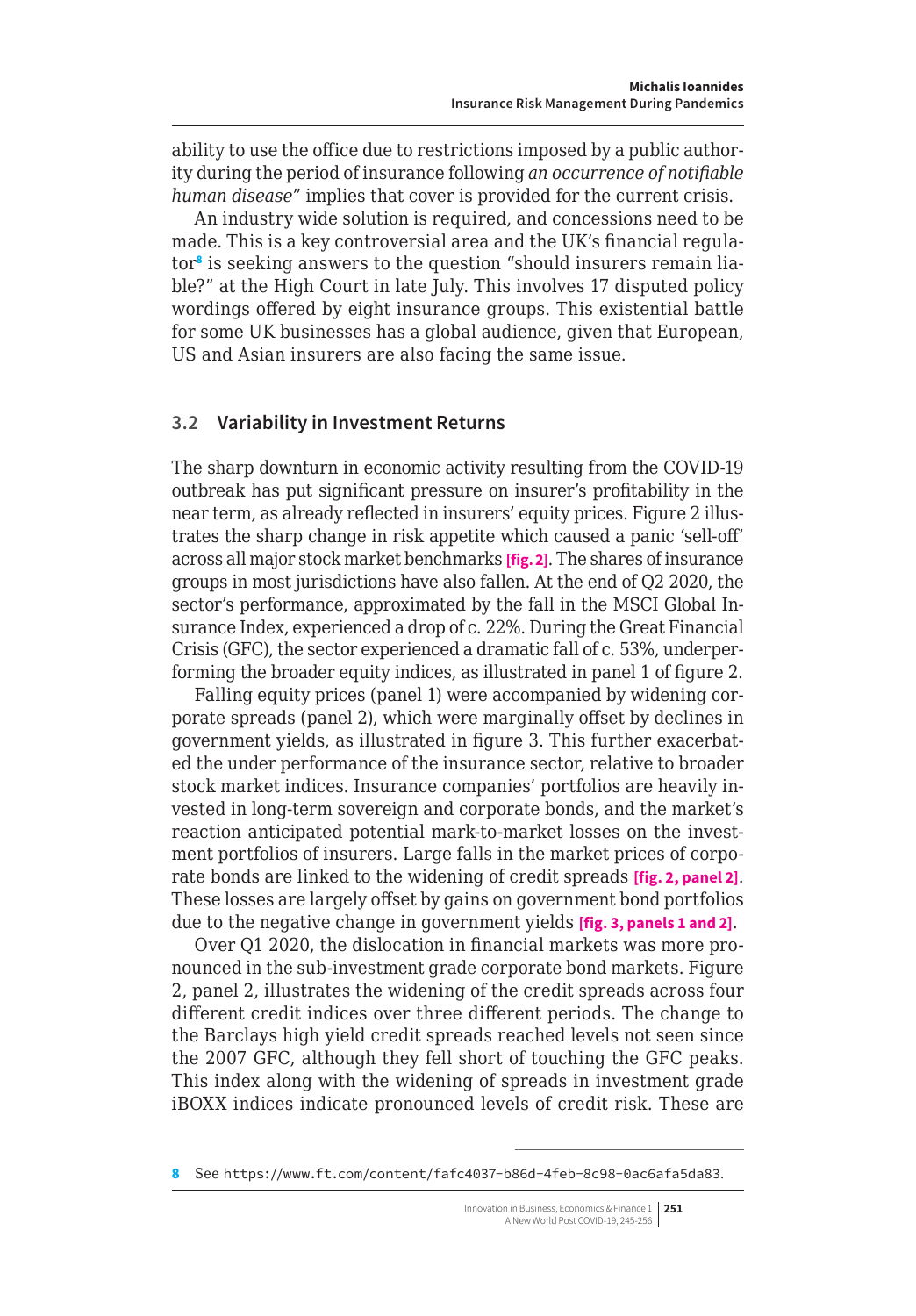ability to use the office due to restrictions imposed by a public authority during the period of insurance following *an occurrence of notifiable human disease*" implies that cover is provided for the current crisis.

An industry wide solution is required, and concessions need to be made. This is a key controversial area and the UK's financial regulator[8] is seeking answers to the question "should insurers remain liable?" at the High Court in late July. This involves 17 disputed policy wordings offered by eight insurance groups. This existential battle for some UK businesses has a global audience, given that European, US and Asian insurers are also facing the same issue.

### 3.2 Variability in Investment Returns

The sharp downturn in economic activity resulting from the COVID-19 outbreak has put significant pressure on insurer's profitability in the near term, as already reflected in insurers' equity prices. Figure 2 illustrates the sharp change in risk appetite which caused a panic 'sell-off' across all major stock market benchmarks **[fig. 2]**. The shares of insurance groups in most jurisdictions have also fallen. At the end of Q2 2020, the sector's performance, approximated by the fall in the MSCI Global Insurance Index, experienced a drop of c. 22%. During the Great Financial Crisis (GFC), the sector experienced a dramatic fall of c. 53%, underperforming the broader equity indices, as illustrated in panel 1 of figure 2.

Falling equity prices (panel 1) were accompanied by widening corporate spreads (panel 2), which were marginally offset by declines in government yields, as illustrated in figure 3. This further exacerbated the under performance of the insurance sector, relative to broader stock market indices. Insurance companies' portfolios are heavily invested in long-term sovereign and corporate bonds, and the market's reaction anticipated potential mark-to-market losses on the investment portfolios of insurers. Large falls in the market prices of corporate bonds are linked to the widening of credit spreads **[fig. 2, panel 2]**. These losses are largely offset by gains on government bond portfolios due to the negative change in government yields **[fig. 3, panels 1 and 2]**.

Over Q1 2020, the dislocation in financial markets was more pronounced in the sub-investment grade corporate bond markets. Figure 2, panel 2, illustrates the widening of the credit spreads across four different credit indices over three different periods. The change to the Barclays high yield credit spreads reached levels not seen since the 2007 GFC, although they fell short of touching the GFC peaks. This index along with the widening of spreads in investment grade iBOXX indices indicate pronounced levels of credit risk. These are

---

8 See https://www.ft.com/content/fafc4037-b86d-4feb-8c98-0ac6afa5da83.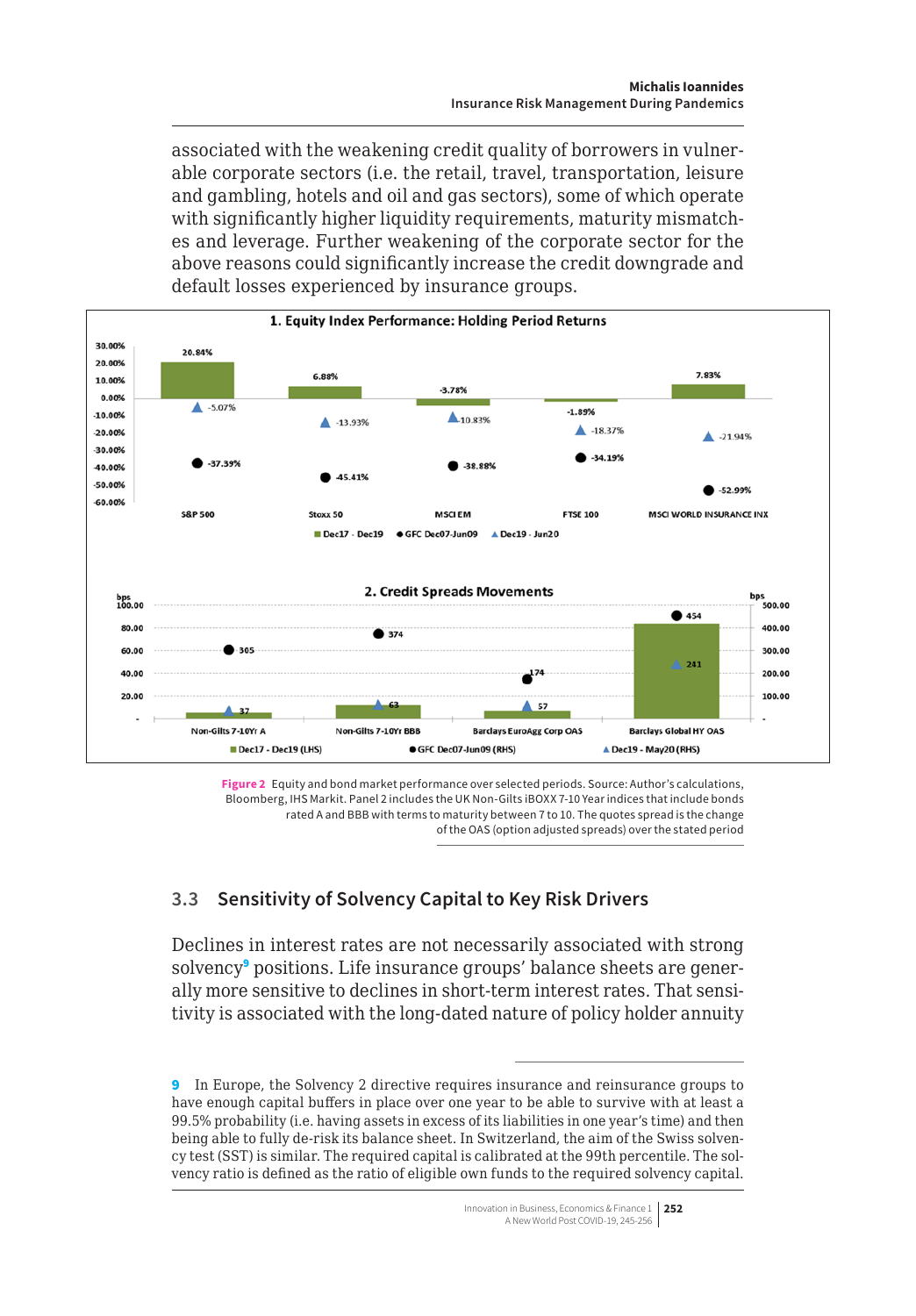associated with the weakening credit quality of borrowers in vulnerable corporate sectors (i.e. the retail, travel, transportation, leisure and gambling, hotels and oil and gas sectors), some of which operate with significantly higher liquidity requirements, maturity mismatches and leverage. Further weakening of the corporate sector for the above reasons could significantly increase the credit downgrade and default losses experienced by insurance groups.

**1. Equity Index Performance: Holding Period Returns**

| | S&P 500 | Stoxx 50 | MSCI EM | FTSE 100 | MSCI WORLD INSURANCE INX |
|---|---|---|---|---|---|
| Dec17 - Dec19 | 20.84% | 6.88% | -3.78% | -1.89% | 7.83% |
| GFC Dec07-Jun09 | -37.39% | -45.41% | -38.88% | -34.19% | -52.99% |
| Dec19 - Jun20 | -5.07% | -13.93% | -10.83% | -18.37% | -21.94% |

**2. Credit Spreads Movements** (bps)

| | Non-Gilts 7-10Yr A | Non-Gilts 7-10Yr BBB | Barclays EuroAgg Corp OAS | Barclays Global HY OAS |
|---|---|---|---|---|
| Dec17 - Dec19 (LHS) | | | | |
| GFC Dec07-Jun09 (RHS) | 305 | 374 | 174 | 454 |
| Dec19 - May20 (RHS) | 37 | 63 | 57 | 241 |

**Figure 2** Equity and bond market performance over selected periods. Source: Author's calculations, Bloomberg, IHS Markit. Panel 2 includes the UK Non-Gilts iBOXX 7-10 Year indices that include bonds rated A and BBB with terms to maturity between 7 to 10. The quotes spread is the change of the OAS (option adjusted spreads) over the stated period

## 3.3 Sensitivity of Solvency Capital to Key Risk Drivers

Declines in interest rates are not necessarily associated with strong solvency[9] positions. Life insurance groups' balance sheets are generally more sensitive to declines in short-term interest rates. That sensitivity is associated with the long-dated nature of policy holder annuity

[9] In Europe, the Solvency 2 directive requires insurance and reinsurance groups to have enough capital buffers in place over one year to be able to survive with at least a 99.5% probability (i.e. having assets in excess of its liabilities in one year's time) and then being able to fully de-risk its balance sheet. In Switzerland, the aim of the Swiss solvency test (SST) is similar. The required capital is calibrated at the 99th percentile. The solvency ratio is defined as the ratio of eligible own funds to the required solvency capital.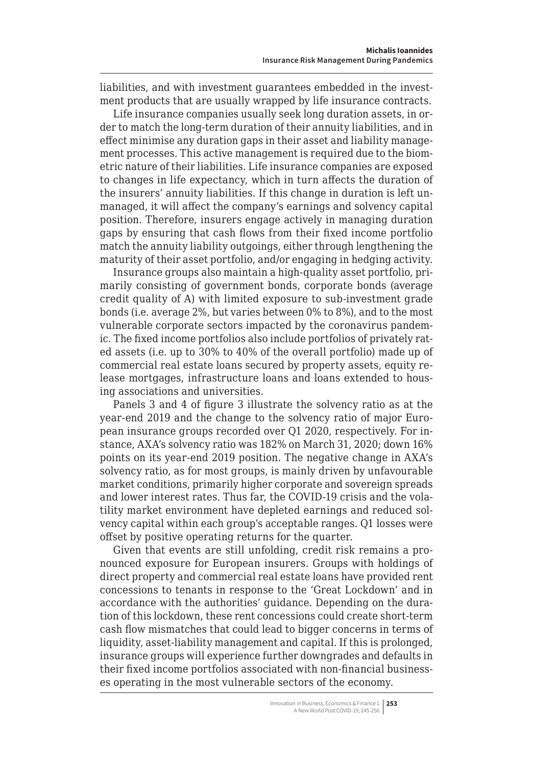liabilities, and with investment guarantees embedded in the investment products that are usually wrapped by life insurance contracts.

Life insurance companies usually seek long duration assets, in order to match the long-term duration of their annuity liabilities, and in effect minimise any duration gaps in their asset and liability management processes. This active management is required due to the biometric nature of their liabilities. Life insurance companies are exposed to changes in life expectancy, which in turn affects the duration of the insurers' annuity liabilities. If this change in duration is left unmanaged, it will affect the company's earnings and solvency capital position. Therefore, insurers engage actively in managing duration gaps by ensuring that cash flows from their fixed income portfolio match the annuity liability outgoings, either through lengthening the maturity of their asset portfolio, and/or engaging in hedging activity.

Insurance groups also maintain a high-quality asset portfolio, primarily consisting of government bonds, corporate bonds (average credit quality of A) with limited exposure to sub-investment grade bonds (i.e. average 2%, but varies between 0% to 8%), and to the most vulnerable corporate sectors impacted by the coronavirus pandemic. The fixed income portfolios also include portfolios of privately rated assets (i.e. up to 30% to 40% of the overall portfolio) made up of commercial real estate loans secured by property assets, equity release mortgages, infrastructure loans and loans extended to housing associations and universities.

Panels 3 and 4 of figure 3 illustrate the solvency ratio as at the year-end 2019 and the change to the solvency ratio of major European insurance groups recorded over Q1 2020, respectively. For instance, AXA's solvency ratio was 182% on March 31, 2020; down 16% points on its year-end 2019 position. The negative change in AXA's solvency ratio, as for most groups, is mainly driven by unfavourable market conditions, primarily higher corporate and sovereign spreads and lower interest rates. Thus far, the COVID-19 crisis and the volatility market environment have depleted earnings and reduced solvency capital within each group's acceptable ranges. Q1 losses were offset by positive operating returns for the quarter.

Given that events are still unfolding, credit risk remains a pronounced exposure for European insurers. Groups with holdings of direct property and commercial real estate loans have provided rent concessions to tenants in response to the 'Great Lockdown' and in accordance with the authorities' guidance. Depending on the duration of this lockdown, these rent concessions could create short-term cash flow mismatches that could lead to bigger concerns in terms of liquidity, asset-liability management and capital. If this is prolonged, insurance groups will experience further downgrades and defaults in their fixed income portfolios associated with non-financial businesses operating in the most vulnerable sectors of the economy.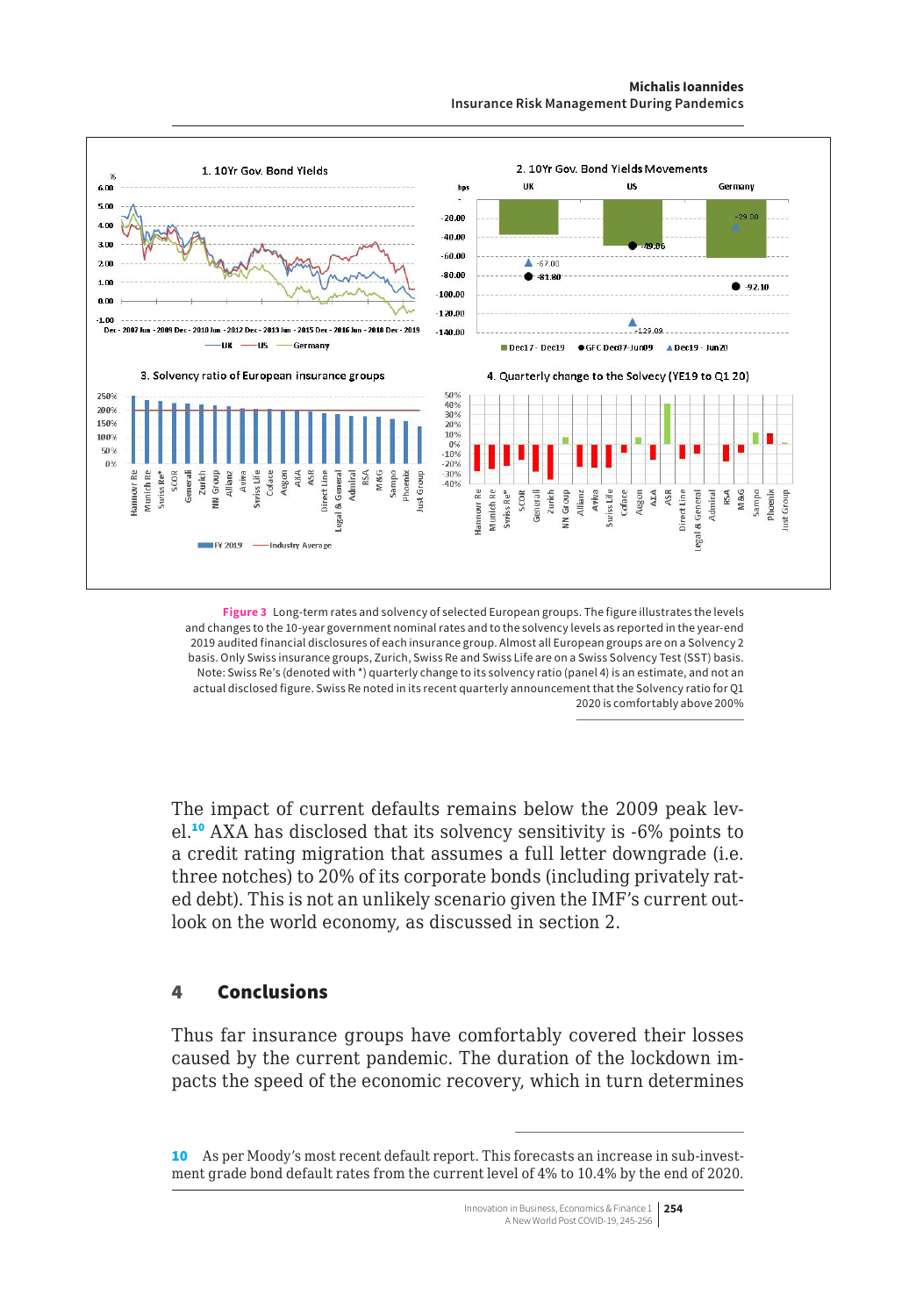**Figure 3** Long-term rates and solvency of selected European groups. The figure illustrates the levels and changes to the 10-year government nominal rates and to the solvency levels as reported in the year-end 2019 audited financial disclosures of each insurance group. Almost all European groups are on a Solvency 2 basis. Only Swiss insurance groups, Zurich, Swiss Re and Swiss Life are on a Swiss Solvency Test (SST) basis. Note: Swiss Re's (denoted with *) quarterly change to its solvency ratio (panel 4) is an estimate, and not an actual disclosed figure. Swiss Re noted in its recent quarterly announcement that the Solvency ratio for Q1 2020 is comfortably above 200%

The impact of current defaults remains below the 2009 peak level.[10] AXA has disclosed that its solvency sensitivity is -6% points to a credit rating migration that assumes a full letter downgrade (i.e. three notches) to 20% of its corporate bonds (including privately rated debt). This is not an unlikely scenario given the IMF's current outlook on the world economy, as discussed in section 2.

## 4 Conclusions

Thus far insurance groups have comfortably covered their losses caused by the current pandemic. The duration of the lockdown impacts the speed of the economic recovery, which in turn determines

[10] As per Moody's most recent default report. This forecasts an increase in sub-investment grade bond default rates from the current level of 4% to 10.4% by the end of 2020.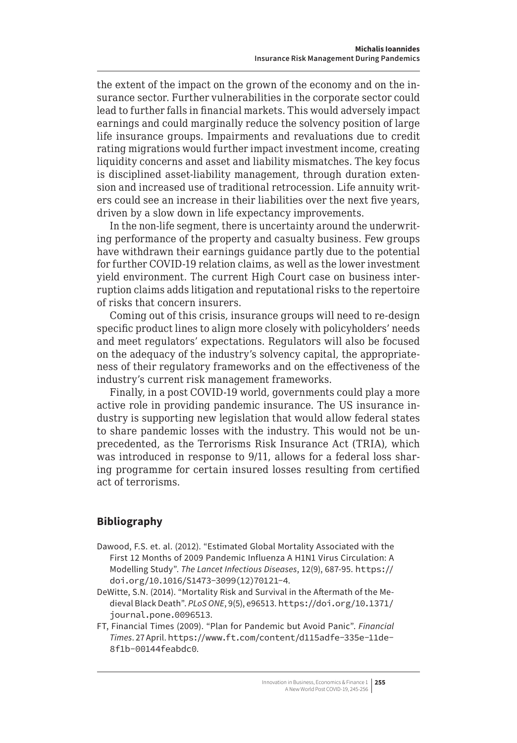the extent of the impact on the grown of the economy and on the insurance sector. Further vulnerabilities in the corporate sector could lead to further falls in financial markets. This would adversely impact earnings and could marginally reduce the solvency position of large life insurance groups. Impairments and revaluations due to credit rating migrations would further impact investment income, creating liquidity concerns and asset and liability mismatches. The key focus is disciplined asset-liability management, through duration extension and increased use of traditional retrocession. Life annuity writers could see an increase in their liabilities over the next five years, driven by a slow down in life expectancy improvements.

In the non-life segment, there is uncertainty around the underwriting performance of the property and casualty business. Few groups have withdrawn their earnings guidance partly due to the potential for further COVID-19 relation claims, as well as the lower investment yield environment. The current High Court case on business interruption claims adds litigation and reputational risks to the repertoire of risks that concern insurers.

Coming out of this crisis, insurance groups will need to re-design specific product lines to align more closely with policyholders' needs and meet regulators' expectations. Regulators will also be focused on the adequacy of the industry's solvency capital, the appropriateness of their regulatory frameworks and on the effectiveness of the industry's current risk management frameworks.

Finally, in a post COVID-19 world, governments could play a more active role in providing pandemic insurance. The US insurance industry is supporting new legislation that would allow federal states to share pandemic losses with the industry. This would not be unprecedented, as the Terrorisms Risk Insurance Act (TRIA), which was introduced in response to 9/11, allows for a federal loss sharing programme for certain insured losses resulting from certified act of terrorisms.

## Bibliography

Dawood, F.S. et. al. (2012). "Estimated Global Mortality Associated with the First 12 Months of 2009 Pandemic Influenza A H1N1 Virus Circulation: A Modelling Study". *The Lancet Infectious Diseases*, 12(9), 687-95. https://doi.org/10.1016/S1473-3099(12)70121-4.

DeWitte, S.N. (2014). "Mortality Risk and Survival in the Aftermath of the Medieval Black Death". *PLoS ONE*, 9(5), e96513. https://doi.org/10.1371/journal.pone.0096513.

FT, Financial Times (2009). "Plan for Pandemic but Avoid Panic". *Financial Times*. 27 April. https://www.ft.com/content/d115adfe-335e-11de-8f1b-00144feabdc0.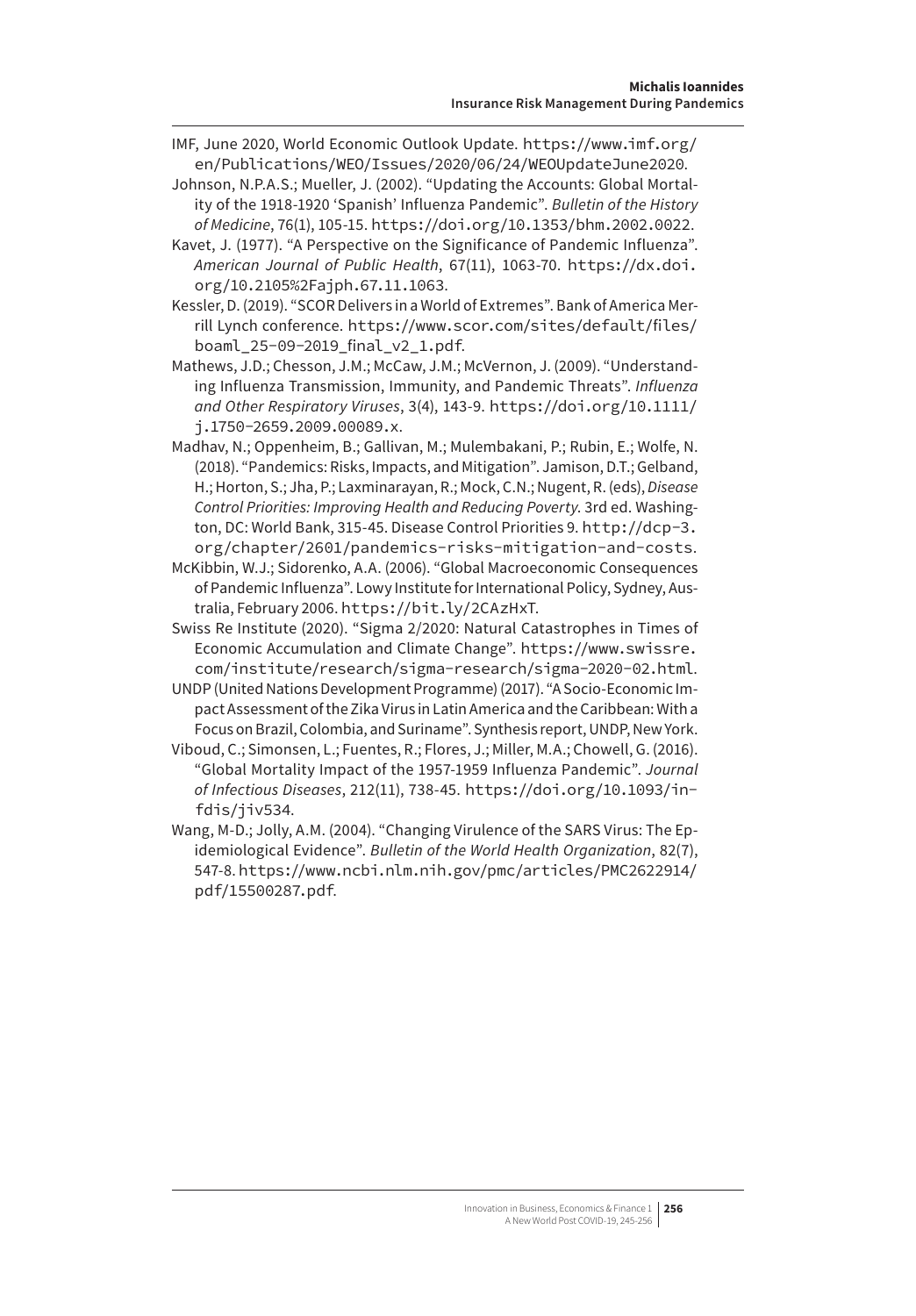IMF, June 2020, World Economic Outlook Update. https://www.imf.org/en/Publications/WEO/Issues/2020/06/24/WEOUpdateJune2020.

Johnson, N.P.A.S.; Mueller, J. (2002). "Updating the Accounts: Global Mortality of the 1918-1920 'Spanish' Influenza Pandemic". *Bulletin of the History of Medicine*, 76(1), 105-15. https://doi.org/10.1353/bhm.2002.0022.

Kavet, J. (1977). "A Perspective on the Significance of Pandemic Influenza". *American Journal of Public Health*, 67(11), 1063-70. https://dx.doi.org/10.2105%2Fajph.67.11.1063.

Kessler, D. (2019). "SCOR Delivers in a World of Extremes". Bank of America Merrill Lynch conference. https://www.scor.com/sites/default/files/boaml_25-09-2019_final_v2_1.pdf.

Mathews, J.D.; Chesson, J.M.; McCaw, J.M.; McVernon, J. (2009). "Understanding Influenza Transmission, Immunity, and Pandemic Threats". *Influenza and Other Respiratory Viruses*, 3(4), 143-9. https://doi.org/10.1111/j.1750-2659.2009.00089.x.

Madhav, N.; Oppenheim, B.; Gallivan, M.; Mulembakani, P.; Rubin, E.; Wolfe, N. (2018). "Pandemics: Risks, Impacts, and Mitigation". Jamison, D.T.; Gelband, H.; Horton, S.; Jha, P.; Laxminarayan, R.; Mock, C.N.; Nugent, R. (eds), *Disease Control Priorities: Improving Health and Reducing Poverty*. 3rd ed. Washington, DC: World Bank, 315-45. Disease Control Priorities 9. http://dcp-3.org/chapter/2601/pandemics-risks-mitigation-and-costs.

McKibbin, W.J.; Sidorenko, A.A. (2006). "Global Macroeconomic Consequences of Pandemic Influenza". Lowy Institute for International Policy, Sydney, Australia, February 2006. https://bit.ly/2CAzHxT.

Swiss Re Institute (2020). "Sigma 2/2020: Natural Catastrophes in Times of Economic Accumulation and Climate Change". https://www.swissre.com/institute/research/sigma-research/sigma-2020-02.html.

UNDP (United Nations Development Programme) (2017). "A Socio-Economic Impact Assessment of the Zika Virus in Latin America and the Caribbean: With a Focus on Brazil, Colombia, and Suriname". Synthesis report, UNDP, New York.

Viboud, C.; Simonsen, L.; Fuentes, R.; Flores, J.; Miller, M.A.; Chowell, G. (2016). "Global Mortality Impact of the 1957-1959 Influenza Pandemic". *Journal of Infectious Diseases*, 212(11), 738-45. https://doi.org/10.1093/infdis/jiv534.

Wang, M-D.; Jolly, A.M. (2004). "Changing Virulence of the SARS Virus: The Epidemiological Evidence". *Bulletin of the World Health Organization*, 82(7), 547-8. https://www.ncbi.nlm.nih.gov/pmc/articles/PMC2622914/pdf/15500287.pdf.